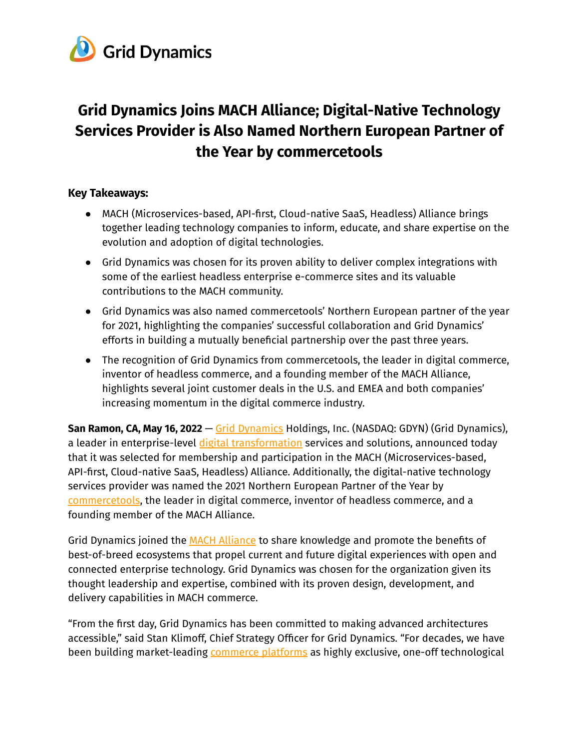Grid Dynamics

# Grid Dynamics Joins MACH Alliance; Digital-Native Technology Services Provider is Also Named Northern European Partner of the Year by commercetools

**Key Takeaways:**

- MACH (Microservices-based, API-first, Cloud-native SaaS, Headless) Alliance brings together leading technology companies to inform, educate, and share expertise on the evolution and adoption of digital technologies.
- Grid Dynamics was chosen for its proven ability to deliver complex integrations with some of the earliest headless enterprise e-commerce sites and its valuable contributions to the MACH community.
- Grid Dynamics was also named commercetools' Northern European partner of the year for 2021, highlighting the companies' successful collaboration and Grid Dynamics' efforts in building a mutually beneficial partnership over the past three years.
- The recognition of Grid Dynamics from commercetools, the leader in digital commerce, inventor of headless commerce, and a founding member of the MACH Alliance, highlights several joint customer deals in the U.S. and EMEA and both companies' increasing momentum in the digital commerce industry.

**San Ramon, CA, May 16, 2022** — Grid Dynamics Holdings, Inc. (NASDAQ: GDYN) (Grid Dynamics), a leader in enterprise-level digital transformation services and solutions, announced today that it was selected for membership and participation in the MACH (Microservices-based, API-first, Cloud-native SaaS, Headless) Alliance. Additionally, the digital-native technology services provider was named the 2021 Northern European Partner of the Year by commercetools, the leader in digital commerce, inventor of headless commerce, and a founding member of the MACH Alliance.

Grid Dynamics joined the MACH Alliance to share knowledge and promote the benefits of best-of-breed ecosystems that propel current and future digital experiences with open and connected enterprise technology. Grid Dynamics was chosen for the organization given its thought leadership and expertise, combined with its proven design, development, and delivery capabilities in MACH commerce.

"From the first day, Grid Dynamics has been committed to making advanced architectures accessible," said Stan Klimoff, Chief Strategy Officer for Grid Dynamics. "For decades, we have been building market-leading commerce platforms as highly exclusive, one-off technological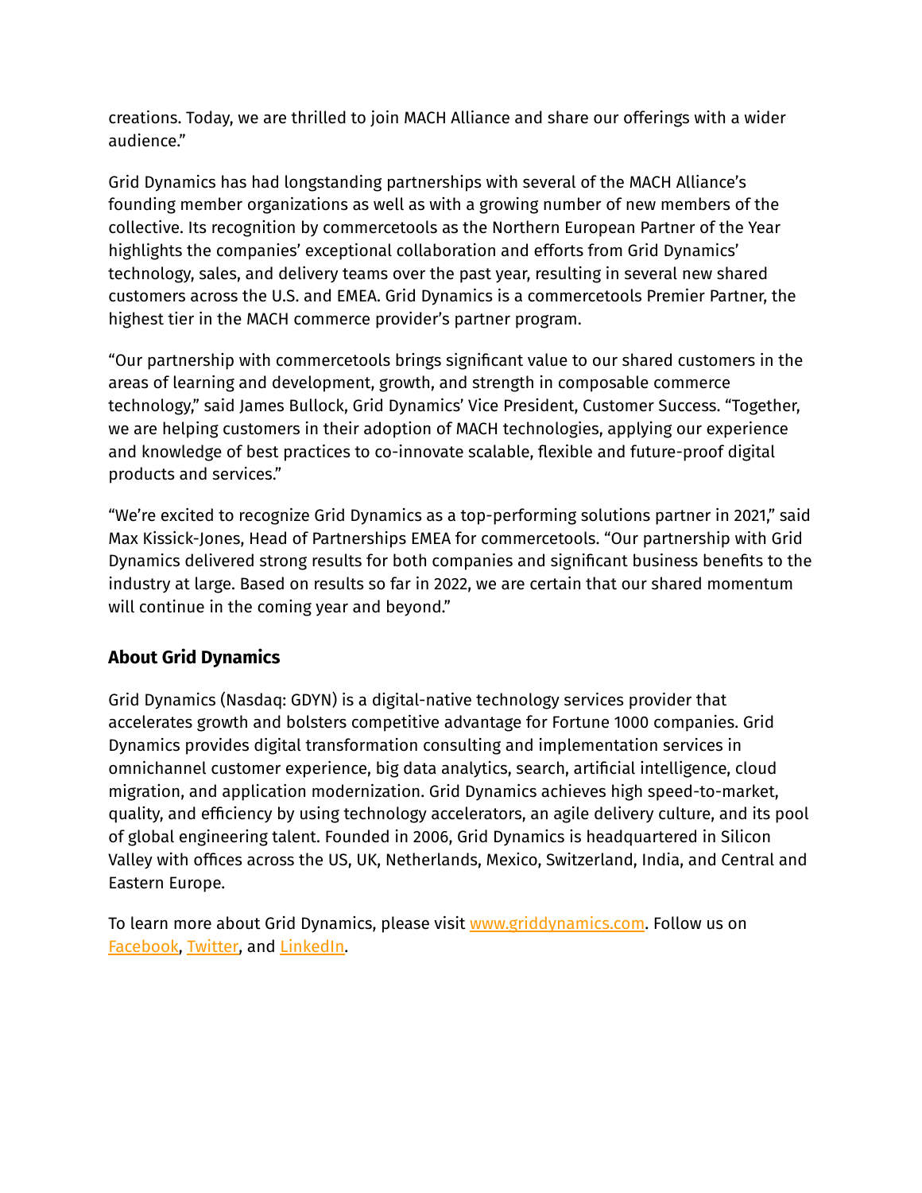creations. Today, we are thrilled to join MACH Alliance and share our offerings with a wider audience."

Grid Dynamics has had longstanding partnerships with several of the MACH Alliance's founding member organizations as well as with a growing number of new members of the collective. Its recognition by commercetools as the Northern European Partner of the Year highlights the companies' exceptional collaboration and efforts from Grid Dynamics' technology, sales, and delivery teams over the past year, resulting in several new shared customers across the U.S. and EMEA. Grid Dynamics is a commercetools Premier Partner, the highest tier in the MACH commerce provider's partner program.

"Our partnership with commercetools brings significant value to our shared customers in the areas of learning and development, growth, and strength in composable commerce technology," said James Bullock, Grid Dynamics' Vice President, Customer Success. "Together, we are helping customers in their adoption of MACH technologies, applying our experience and knowledge of best practices to co-innovate scalable, flexible and future-proof digital products and services."

"We're excited to recognize Grid Dynamics as a top-performing solutions partner in 2021," said Max Kissick-Jones, Head of Partnerships EMEA for commercetools. "Our partnership with Grid Dynamics delivered strong results for both companies and significant business benefits to the industry at large. Based on results so far in 2022, we are certain that our shared momentum will continue in the coming year and beyond."

### About Grid Dynamics

Grid Dynamics (Nasdaq: GDYN) is a digital-native technology services provider that accelerates growth and bolsters competitive advantage for Fortune 1000 companies. Grid Dynamics provides digital transformation consulting and implementation services in omnichannel customer experience, big data analytics, search, artificial intelligence, cloud migration, and application modernization. Grid Dynamics achieves high speed-to-market, quality, and efficiency by using technology accelerators, an agile delivery culture, and its pool of global engineering talent. Founded in 2006, Grid Dynamics is headquartered in Silicon Valley with offices across the US, UK, Netherlands, Mexico, Switzerland, India, and Central and Eastern Europe.

To learn more about Grid Dynamics, please visit [www.griddynamics.com](www.griddynamics.com). Follow us on [Facebook](), [Twitter](), and [LinkedIn]().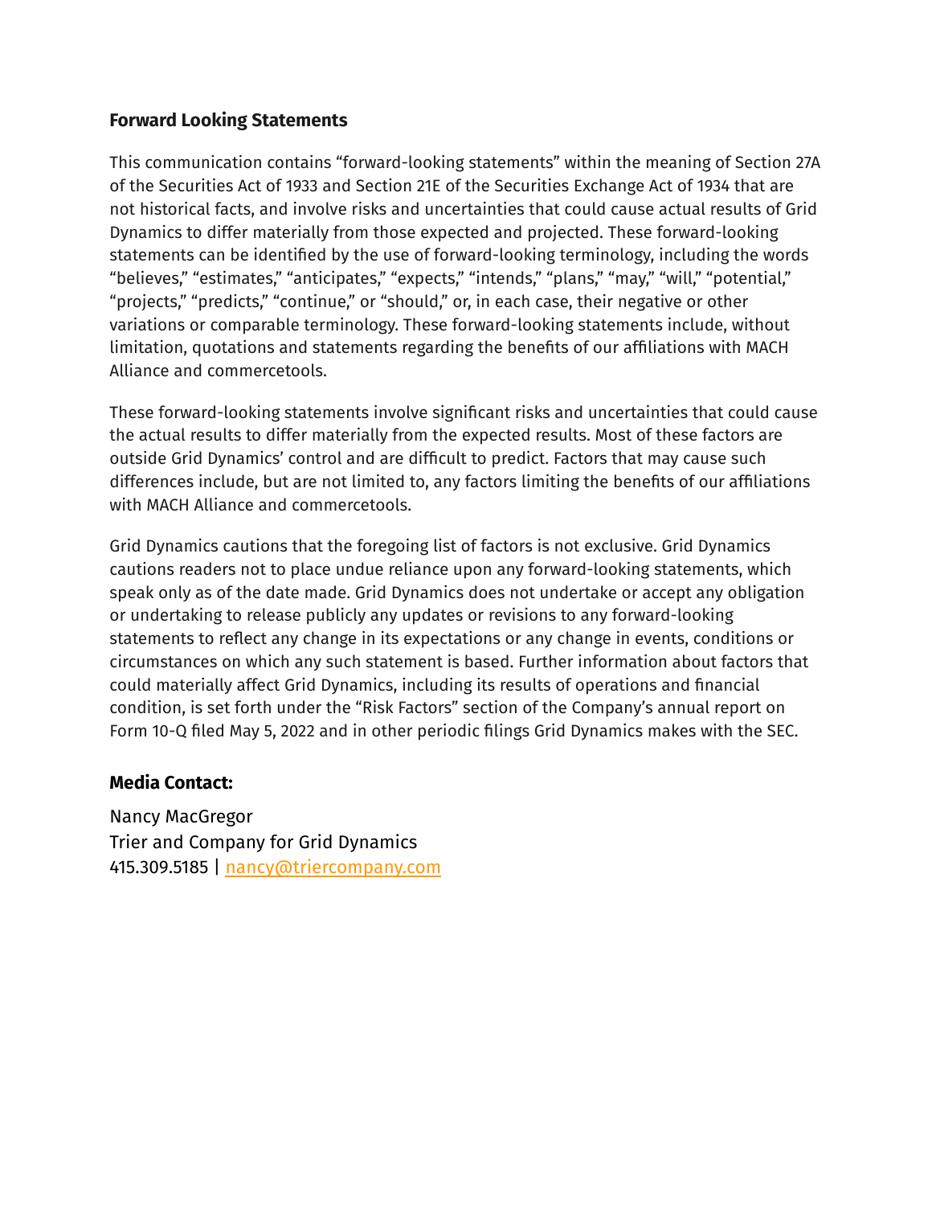## Forward Looking Statements

This communication contains "forward-looking statements" within the meaning of Section 27A of the Securities Act of 1933 and Section 21E of the Securities Exchange Act of 1934 that are not historical facts, and involve risks and uncertainties that could cause actual results of Grid Dynamics to differ materially from those expected and projected. These forward-looking statements can be identified by the use of forward-looking terminology, including the words "believes," "estimates," "anticipates," "expects," "intends," "plans," "may," "will," "potential," "projects," "predicts," "continue," or "should," or, in each case, their negative or other variations or comparable terminology. These forward-looking statements include, without limitation, quotations and statements regarding the benefits of our affiliations with MACH Alliance and commercetools.

These forward-looking statements involve significant risks and uncertainties that could cause the actual results to differ materially from the expected results. Most of these factors are outside Grid Dynamics' control and are difficult to predict. Factors that may cause such differences include, but are not limited to, any factors limiting the benefits of our affiliations with MACH Alliance and commercetools.

Grid Dynamics cautions that the foregoing list of factors is not exclusive. Grid Dynamics cautions readers not to place undue reliance upon any forward-looking statements, which speak only as of the date made. Grid Dynamics does not undertake or accept any obligation or undertaking to release publicly any updates or revisions to any forward-looking statements to reflect any change in its expectations or any change in events, conditions or circumstances on which any such statement is based. Further information about factors that could materially affect Grid Dynamics, including its results of operations and financial condition, is set forth under the "Risk Factors" section of the Company's annual report on Form 10-Q filed May 5, 2022 and in other periodic filings Grid Dynamics makes with the SEC.

## Media Contact:

Nancy MacGregor
Trier and Company for Grid Dynamics
415.309.5185 | nancy@triercompany.com